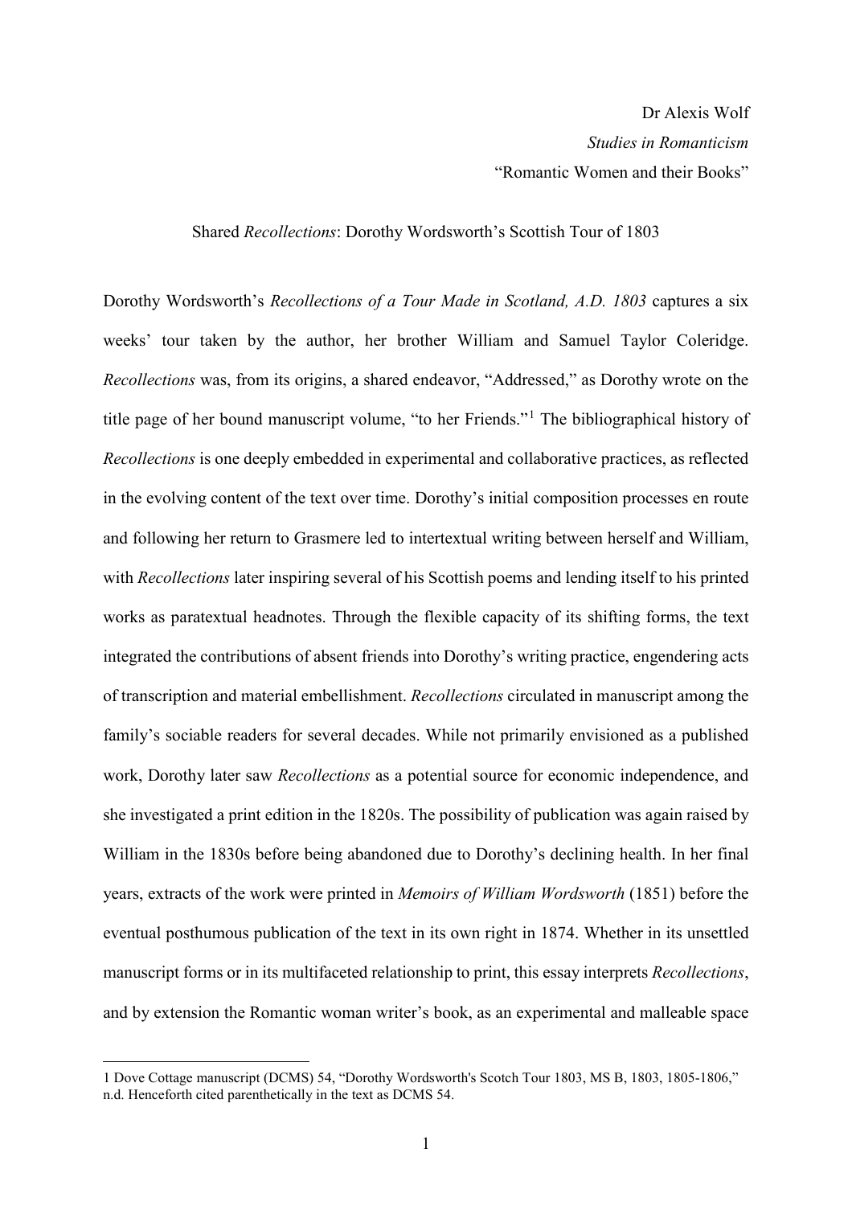Dr Alexis Wolf
*Studies in Romanticism*
"Romantic Women and their Books"

# Shared *Recollections*: Dorothy Wordsworth's Scottish Tour of 1803

Dorothy Wordsworth's *Recollections of a Tour Made in Scotland, A.D. 1803* captures a six weeks' tour taken by the author, her brother William and Samuel Taylor Coleridge. *Recollections* was, from its origins, a shared endeavor, "Addressed," as Dorothy wrote on the title page of her bound manuscript volume, "to her Friends."[1] The bibliographical history of *Recollections* is one deeply embedded in experimental and collaborative practices, as reflected in the evolving content of the text over time. Dorothy's initial composition processes en route and following her return to Grasmere led to intertextual writing between herself and William, with *Recollections* later inspiring several of his Scottish poems and lending itself to his printed works as paratextual headnotes. Through the flexible capacity of its shifting forms, the text integrated the contributions of absent friends into Dorothy's writing practice, engendering acts of transcription and material embellishment. *Recollections* circulated in manuscript among the family's sociable readers for several decades. While not primarily envisioned as a published work, Dorothy later saw *Recollections* as a potential source for economic independence, and she investigated a print edition in the 1820s. The possibility of publication was again raised by William in the 1830s before being abandoned due to Dorothy's declining health. In her final years, extracts of the work were printed in *Memoirs of William Wordsworth* (1851) before the eventual posthumous publication of the text in its own right in 1874. Whether in its unsettled manuscript forms or in its multifaceted relationship to print, this essay interprets *Recollections*, and by extension the Romantic woman writer's book, as an experimental and malleable space

1 Dove Cottage manuscript (DCMS) 54, "Dorothy Wordsworth's Scotch Tour 1803, MS B, 1803, 1805-1806," n.d. Henceforth cited parenthetically in the text as DCMS 54.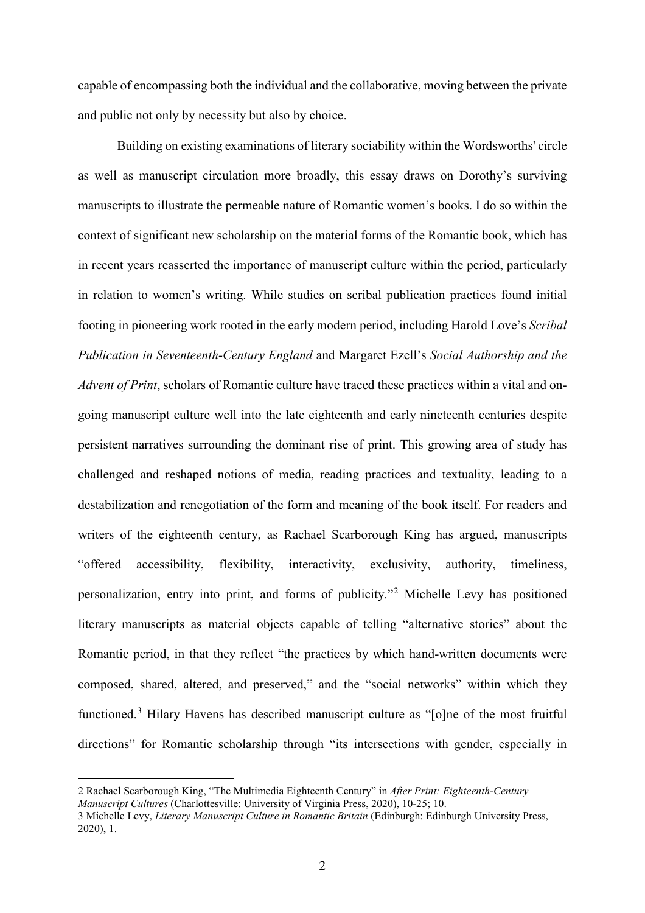capable of encompassing both the individual and the collaborative, moving between the private and public not only by necessity but also by choice.

Building on existing examinations of literary sociability within the Wordsworths' circle as well as manuscript circulation more broadly, this essay draws on Dorothy's surviving manuscripts to illustrate the permeable nature of Romantic women's books. I do so within the context of significant new scholarship on the material forms of the Romantic book, which has in recent years reasserted the importance of manuscript culture within the period, particularly in relation to women's writing. While studies on scribal publication practices found initial footing in pioneering work rooted in the early modern period, including Harold Love's *Scribal Publication in Seventeenth-Century England* and Margaret Ezell's *Social Authorship and the Advent of Print*, scholars of Romantic culture have traced these practices within a vital and on-going manuscript culture well into the late eighteenth and early nineteenth centuries despite persistent narratives surrounding the dominant rise of print. This growing area of study has challenged and reshaped notions of media, reading practices and textuality, leading to a destabilization and renegotiation of the form and meaning of the book itself. For readers and writers of the eighteenth century, as Rachael Scarborough King has argued, manuscripts "offered accessibility, flexibility, interactivity, exclusivity, authority, timeliness, personalization, entry into print, and forms of publicity."[2] Michelle Levy has positioned literary manuscripts as material objects capable of telling "alternative stories" about the Romantic period, in that they reflect "the practices by which hand-written documents were composed, shared, altered, and preserved," and the "social networks" within which they functioned.[3] Hilary Havens has described manuscript culture as "[o]ne of the most fruitful directions" for Romantic scholarship through "its intersections with gender, especially in

2 Rachael Scarborough King, "The Multimedia Eighteenth Century" in *After Print: Eighteenth-Century Manuscript Cultures* (Charlottesville: University of Virginia Press, 2020), 10-25; 10.

3 Michelle Levy, *Literary Manuscript Culture in Romantic Britain* (Edinburgh: Edinburgh University Press, 2020), 1.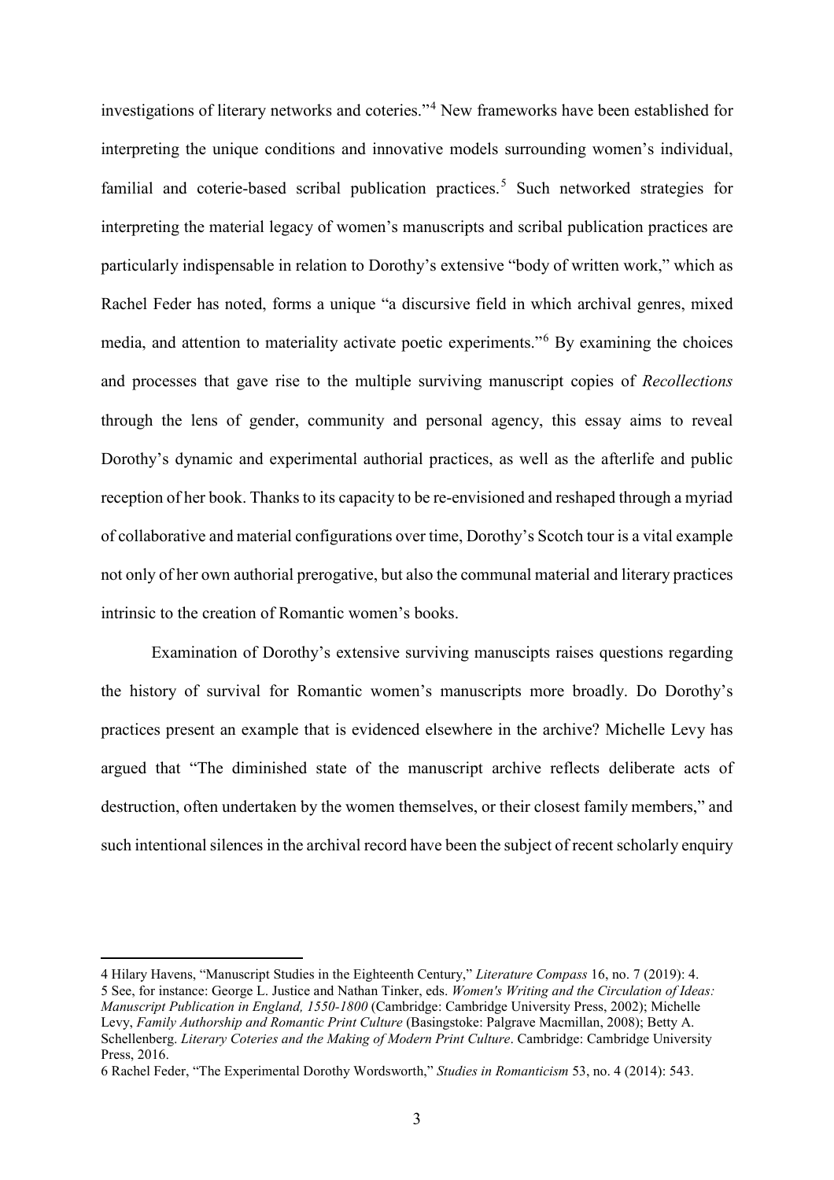investigations of literary networks and coteries."[4] New frameworks have been established for interpreting the unique conditions and innovative models surrounding women's individual, familial and coterie-based scribal publication practices.[5] Such networked strategies for interpreting the material legacy of women's manuscripts and scribal publication practices are particularly indispensable in relation to Dorothy's extensive "body of written work," which as Rachel Feder has noted, forms a unique "a discursive field in which archival genres, mixed media, and attention to materiality activate poetic experiments."[6] By examining the choices and processes that gave rise to the multiple surviving manuscript copies of *Recollections* through the lens of gender, community and personal agency, this essay aims to reveal Dorothy's dynamic and experimental authorial practices, as well as the afterlife and public reception of her book. Thanks to its capacity to be re-envisioned and reshaped through a myriad of collaborative and material configurations over time, Dorothy's Scotch tour is a vital example not only of her own authorial prerogative, but also the communal material and literary practices intrinsic to the creation of Romantic women's books.

Examination of Dorothy's extensive surviving manuscipts raises questions regarding the history of survival for Romantic women's manuscripts more broadly. Do Dorothy's practices present an example that is evidenced elsewhere in the archive? Michelle Levy has argued that "The diminished state of the manuscript archive reflects deliberate acts of destruction, often undertaken by the women themselves, or their closest family members," and such intentional silences in the archival record have been the subject of recent scholarly enquiry

---

4 Hilary Havens, "Manuscript Studies in the Eighteenth Century," *Literature Compass* 16, no. 7 (2019): 4.

5 See, for instance: George L. Justice and Nathan Tinker, eds. *Women's Writing and the Circulation of Ideas: Manuscript Publication in England, 1550-1800* (Cambridge: Cambridge University Press, 2002); Michelle Levy, *Family Authorship and Romantic Print Culture* (Basingstoke: Palgrave Macmillan, 2008); Betty A. Schellenberg. *Literary Coteries and the Making of Modern Print Culture*. Cambridge: Cambridge University Press, 2016.

6 Rachel Feder, "The Experimental Dorothy Wordsworth," *Studies in Romanticism* 53, no. 4 (2014): 543.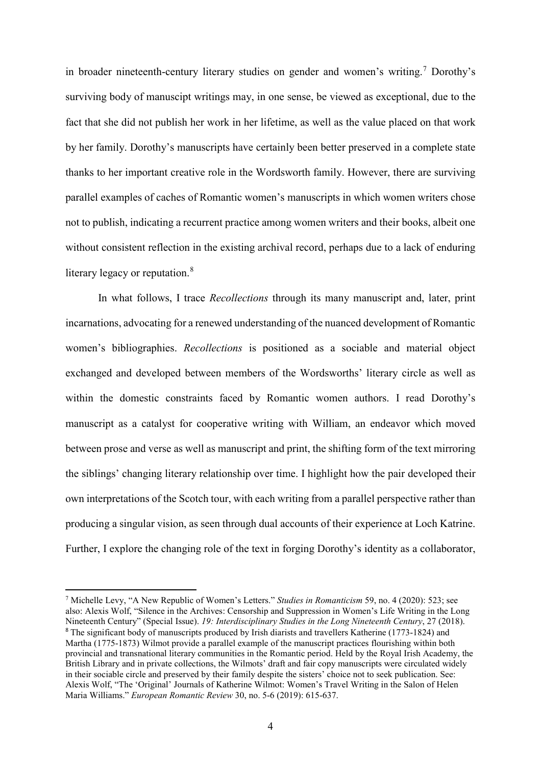in broader nineteenth-century literary studies on gender and women's writing.[7] Dorothy's surviving body of manuscipt writings may, in one sense, be viewed as exceptional, due to the fact that she did not publish her work in her lifetime, as well as the value placed on that work by her family. Dorothy's manuscripts have certainly been better preserved in a complete state thanks to her important creative role in the Wordsworth family. However, there are surviving parallel examples of caches of Romantic women's manuscripts in which women writers chose not to publish, indicating a recurrent practice among women writers and their books, albeit one without consistent reflection in the existing archival record, perhaps due to a lack of enduring literary legacy or reputation.[8]

In what follows, I trace *Recollections* through its many manuscript and, later, print incarnations, advocating for a renewed understanding of the nuanced development of Romantic women's bibliographies. *Recollections* is positioned as a sociable and material object exchanged and developed between members of the Wordsworths' literary circle as well as within the domestic constraints faced by Romantic women authors. I read Dorothy's manuscript as a catalyst for cooperative writing with William, an endeavor which moved between prose and verse as well as manuscript and print, the shifting form of the text mirroring the siblings' changing literary relationship over time. I highlight how the pair developed their own interpretations of the Scotch tour, with each writing from a parallel perspective rather than producing a singular vision, as seen through dual accounts of their experience at Loch Katrine. Further, I explore the changing role of the text in forging Dorothy's identity as a collaborator,

---

[7] Michelle Levy, "A New Republic of Women's Letters." *Studies in Romanticism* 59, no. 4 (2020): 523; see also: Alexis Wolf, "Silence in the Archives: Censorship and Suppression in Women's Life Writing in the Long Nineteenth Century" (Special Issue). *19: Interdisciplinary Studies in the Long Nineteenth Century*, 27 (2018).

[8] The significant body of manuscripts produced by Irish diarists and travellers Katherine (1773-1824) and Martha (1775-1873) Wilmot provide a parallel example of the manuscript practices flourishing within both provincial and transnational literary communities in the Romantic period. Held by the Royal Irish Academy, the British Library and in private collections, the Wilmots' draft and fair copy manuscripts were circulated widely in their sociable circle and preserved by their family despite the sisters' choice not to seek publication. See: Alexis Wolf, "The 'Original' Journals of Katherine Wilmot: Women's Travel Writing in the Salon of Helen Maria Williams." *European Romantic Review* 30, no. 5-6 (2019): 615-637.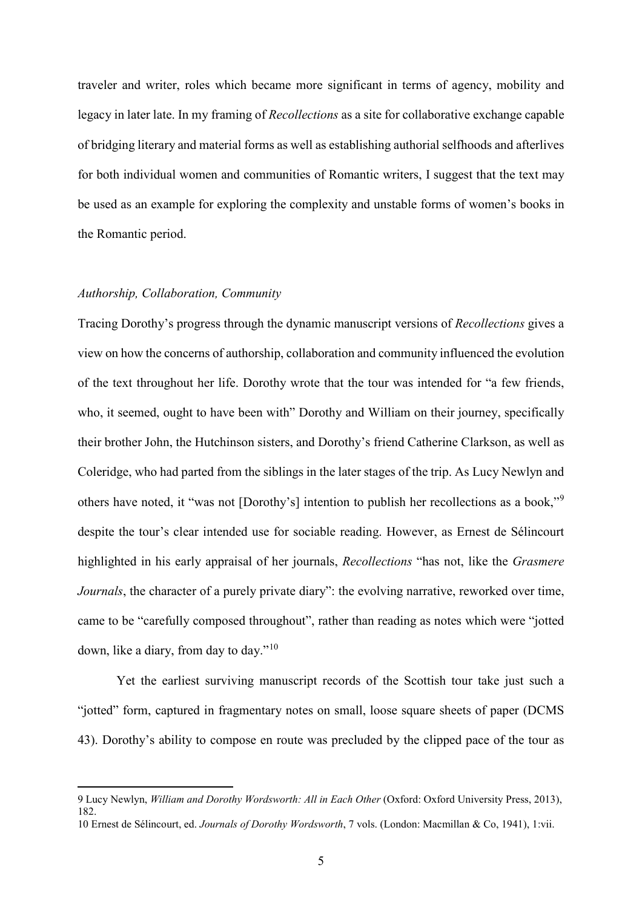traveler and writer, roles which became more significant in terms of agency, mobility and legacy in later late. In my framing of *Recollections* as a site for collaborative exchange capable of bridging literary and material forms as well as establishing authorial selfhoods and afterlives for both individual women and communities of Romantic writers, I suggest that the text may be used as an example for exploring the complexity and unstable forms of women's books in the Romantic period.

### *Authorship, Collaboration, Community*

Tracing Dorothy's progress through the dynamic manuscript versions of *Recollections* gives a view on how the concerns of authorship, collaboration and community influenced the evolution of the text throughout her life. Dorothy wrote that the tour was intended for "a few friends, who, it seemed, ought to have been with" Dorothy and William on their journey, specifically their brother John, the Hutchinson sisters, and Dorothy's friend Catherine Clarkson, as well as Coleridge, who had parted from the siblings in the later stages of the trip. As Lucy Newlyn and others have noted, it "was not [Dorothy's] intention to publish her recollections as a book,"[9] despite the tour's clear intended use for sociable reading. However, as Ernest de Sélincourt highlighted in his early appraisal of her journals, *Recollections* "has not, like the *Grasmere Journals*, the character of a purely private diary": the evolving narrative, reworked over time, came to be "carefully composed throughout", rather than reading as notes which were "jotted down, like a diary, from day to day."[10]

Yet the earliest surviving manuscript records of the Scottish tour take just such a "jotted" form, captured in fragmentary notes on small, loose square sheets of paper (DCMS 43). Dorothy's ability to compose en route was precluded by the clipped pace of the tour as

9 Lucy Newlyn, *William and Dorothy Wordsworth: All in Each Other* (Oxford: Oxford University Press, 2013), 182.

10 Ernest de Sélincourt, ed. *Journals of Dorothy Wordsworth*, 7 vols. (London: Macmillan & Co, 1941), 1:vii.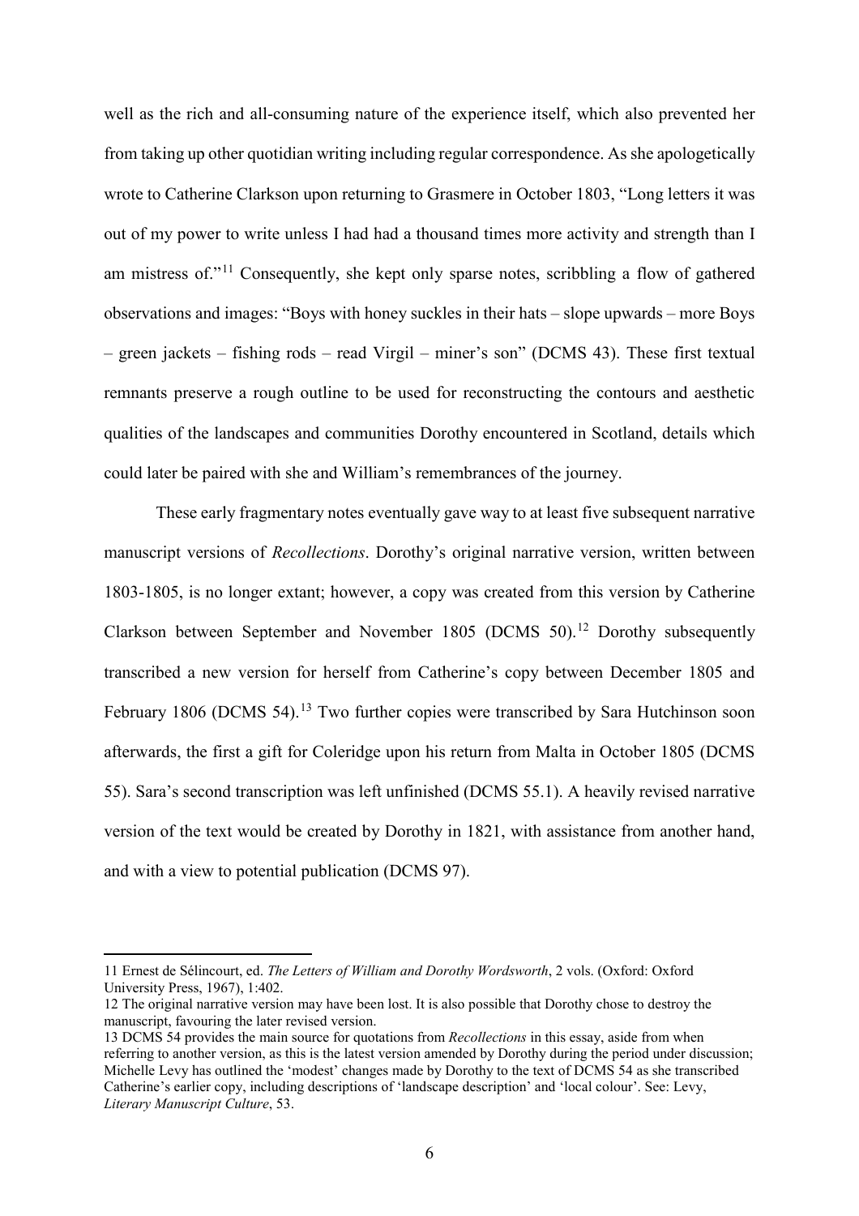well as the rich and all-consuming nature of the experience itself, which also prevented her from taking up other quotidian writing including regular correspondence. As she apologetically wrote to Catherine Clarkson upon returning to Grasmere in October 1803, "Long letters it was out of my power to write unless I had had a thousand times more activity and strength than I am mistress of."[11] Consequently, she kept only sparse notes, scribbling a flow of gathered observations and images: "Boys with honey suckles in their hats – slope upwards – more Boys – green jackets – fishing rods – read Virgil – miner's son" (DCMS 43). These first textual remnants preserve a rough outline to be used for reconstructing the contours and aesthetic qualities of the landscapes and communities Dorothy encountered in Scotland, details which could later be paired with she and William's remembrances of the journey.

These early fragmentary notes eventually gave way to at least five subsequent narrative manuscript versions of *Recollections*. Dorothy's original narrative version, written between 1803-1805, is no longer extant; however, a copy was created from this version by Catherine Clarkson between September and November 1805 (DCMS 50).[12] Dorothy subsequently transcribed a new version for herself from Catherine's copy between December 1805 and February 1806 (DCMS 54).[13] Two further copies were transcribed by Sara Hutchinson soon afterwards, the first a gift for Coleridge upon his return from Malta in October 1805 (DCMS 55). Sara's second transcription was left unfinished (DCMS 55.1). A heavily revised narrative version of the text would be created by Dorothy in 1821, with assistance from another hand, and with a view to potential publication (DCMS 97).

---

11 Ernest de Sélincourt, ed. *The Letters of William and Dorothy Wordsworth*, 2 vols. (Oxford: Oxford University Press, 1967), 1:402.

12 The original narrative version may have been lost. It is also possible that Dorothy chose to destroy the manuscript, favouring the later revised version.

13 DCMS 54 provides the main source for quotations from *Recollections* in this essay, aside from when referring to another version, as this is the latest version amended by Dorothy during the period under discussion; Michelle Levy has outlined the 'modest' changes made by Dorothy to the text of DCMS 54 as she transcribed Catherine's earlier copy, including descriptions of 'landscape description' and 'local colour'. See: Levy, *Literary Manuscript Culture*, 53.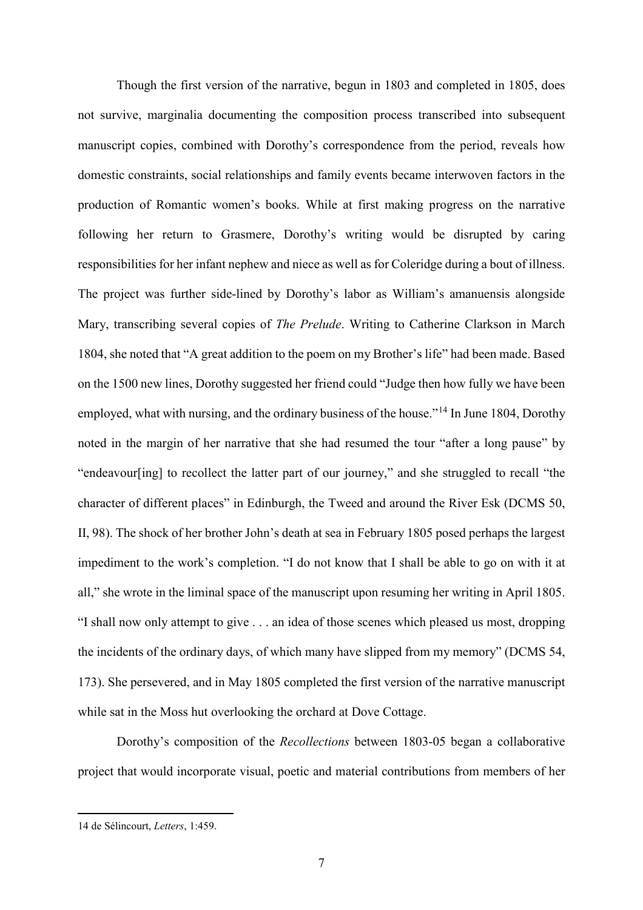Though the first version of the narrative, begun in 1803 and completed in 1805, does not survive, marginalia documenting the composition process transcribed into subsequent manuscript copies, combined with Dorothy's correspondence from the period, reveals how domestic constraints, social relationships and family events became interwoven factors in the production of Romantic women's books. While at first making progress on the narrative following her return to Grasmere, Dorothy's writing would be disrupted by caring responsibilities for her infant nephew and niece as well as for Coleridge during a bout of illness. The project was further side-lined by Dorothy's labor as William's amanuensis alongside Mary, transcribing several copies of *The Prelude*. Writing to Catherine Clarkson in March 1804, she noted that "A great addition to the poem on my Brother's life" had been made. Based on the 1500 new lines, Dorothy suggested her friend could "Judge then how fully we have been employed, what with nursing, and the ordinary business of the house."[14] In June 1804, Dorothy noted in the margin of her narrative that she had resumed the tour "after a long pause" by "endeavour[ing] to recollect the latter part of our journey," and she struggled to recall "the character of different places" in Edinburgh, the Tweed and around the River Esk (DCMS 50, II, 98). The shock of her brother John's death at sea in February 1805 posed perhaps the largest impediment to the work's completion. "I do not know that I shall be able to go on with it at all," she wrote in the liminal space of the manuscript upon resuming her writing in April 1805. "I shall now only attempt to give . . . an idea of those scenes which pleased us most, dropping the incidents of the ordinary days, of which many have slipped from my memory" (DCMS 54, 173). She persevered, and in May 1805 completed the first version of the narrative manuscript while sat in the Moss hut overlooking the orchard at Dove Cottage.

Dorothy's composition of the *Recollections* between 1803-05 began a collaborative project that would incorporate visual, poetic and material contributions from members of her

14 de Sélincourt, *Letters*, 1:459.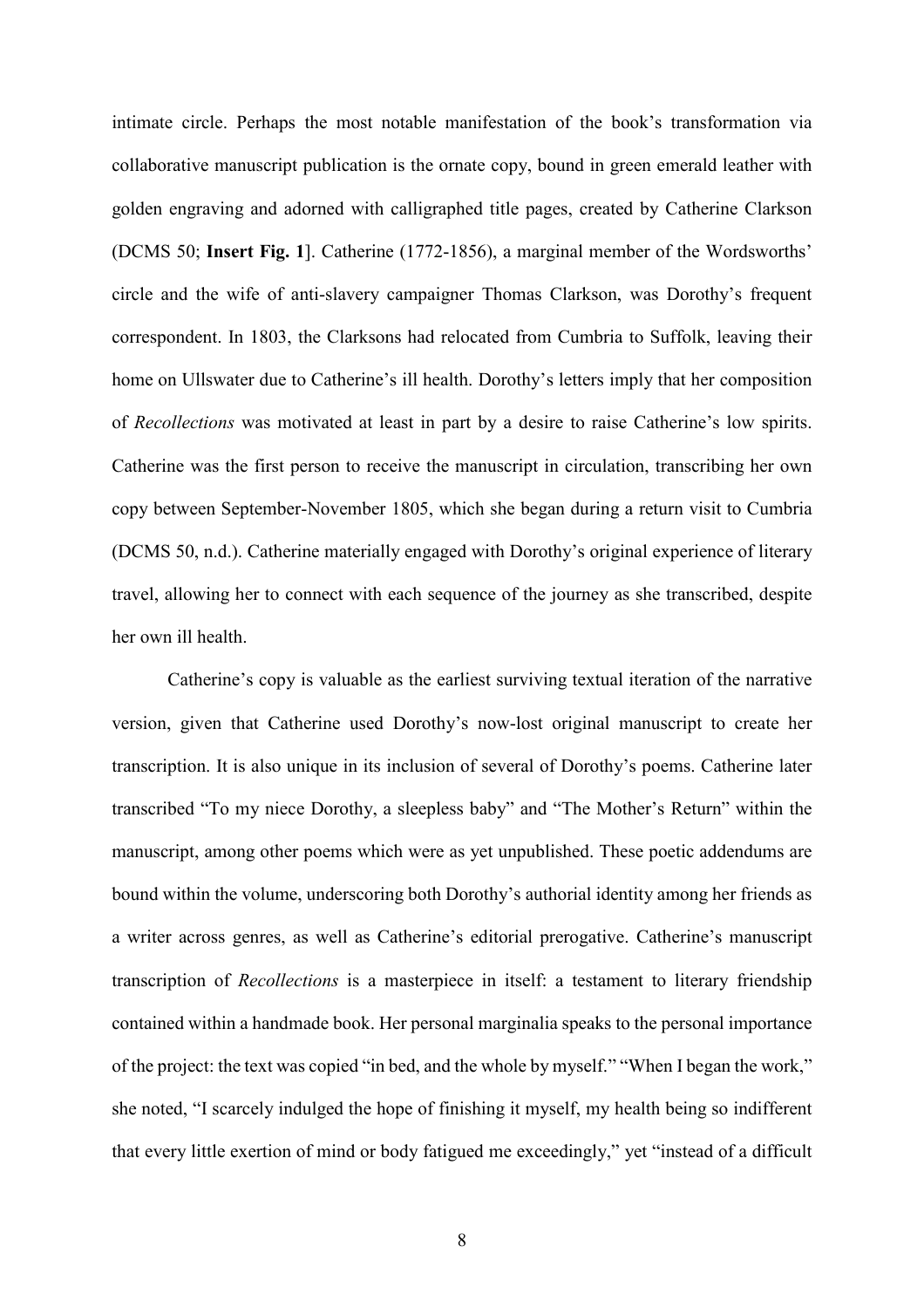intimate circle. Perhaps the most notable manifestation of the book's transformation via collaborative manuscript publication is the ornate copy, bound in green emerald leather with golden engraving and adorned with calligraphed title pages, created by Catherine Clarkson (DCMS 50; **Insert Fig. 1**]. Catherine (1772-1856), a marginal member of the Wordsworths' circle and the wife of anti-slavery campaigner Thomas Clarkson, was Dorothy's frequent correspondent. In 1803, the Clarksons had relocated from Cumbria to Suffolk, leaving their home on Ullswater due to Catherine's ill health. Dorothy's letters imply that her composition of *Recollections* was motivated at least in part by a desire to raise Catherine's low spirits. Catherine was the first person to receive the manuscript in circulation, transcribing her own copy between September-November 1805, which she began during a return visit to Cumbria (DCMS 50, n.d.). Catherine materially engaged with Dorothy's original experience of literary travel, allowing her to connect with each sequence of the journey as she transcribed, despite her own ill health.

Catherine's copy is valuable as the earliest surviving textual iteration of the narrative version, given that Catherine used Dorothy's now-lost original manuscript to create her transcription. It is also unique in its inclusion of several of Dorothy's poems. Catherine later transcribed "To my niece Dorothy, a sleepless baby" and "The Mother's Return" within the manuscript, among other poems which were as yet unpublished. These poetic addendums are bound within the volume, underscoring both Dorothy's authorial identity among her friends as a writer across genres, as well as Catherine's editorial prerogative. Catherine's manuscript transcription of *Recollections* is a masterpiece in itself: a testament to literary friendship contained within a handmade book. Her personal marginalia speaks to the personal importance of the project: the text was copied "in bed, and the whole by myself." "When I began the work," she noted, "I scarcely indulged the hope of finishing it myself, my health being so indifferent that every little exertion of mind or body fatigued me exceedingly," yet "instead of a difficult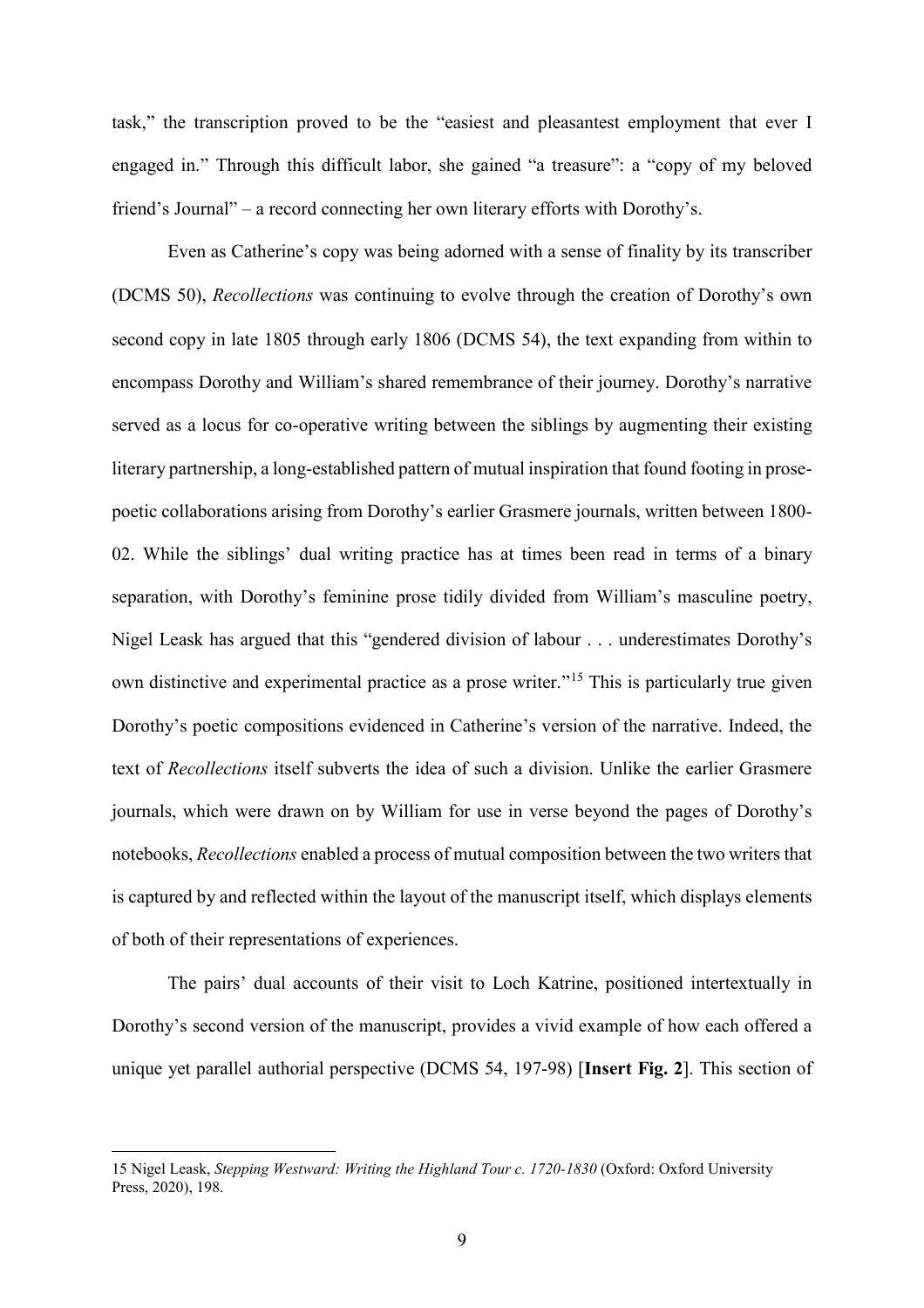task," the transcription proved to be the "easiest and pleasantest employment that ever I engaged in." Through this difficult labor, she gained "a treasure": a "copy of my beloved friend's Journal" – a record connecting her own literary efforts with Dorothy's.

Even as Catherine's copy was being adorned with a sense of finality by its transcriber (DCMS 50), *Recollections* was continuing to evolve through the creation of Dorothy's own second copy in late 1805 through early 1806 (DCMS 54), the text expanding from within to encompass Dorothy and William's shared remembrance of their journey. Dorothy's narrative served as a locus for co-operative writing between the siblings by augmenting their existing literary partnership, a long-established pattern of mutual inspiration that found footing in prose-poetic collaborations arising from Dorothy's earlier Grasmere journals, written between 1800-02. While the siblings' dual writing practice has at times been read in terms of a binary separation, with Dorothy's feminine prose tidily divided from William's masculine poetry, Nigel Leask has argued that this "gendered division of labour . . . underestimates Dorothy's own distinctive and experimental practice as a prose writer."[15] This is particularly true given Dorothy's poetic compositions evidenced in Catherine's version of the narrative. Indeed, the text of *Recollections* itself subverts the idea of such a division. Unlike the earlier Grasmere journals, which were drawn on by William for use in verse beyond the pages of Dorothy's notebooks, *Recollections* enabled a process of mutual composition between the two writers that is captured by and reflected within the layout of the manuscript itself, which displays elements of both of their representations of experiences.

The pairs' dual accounts of their visit to Loch Katrine, positioned intertextually in Dorothy's second version of the manuscript, provides a vivid example of how each offered a unique yet parallel authorial perspective (DCMS 54, 197-98) [**Insert Fig. 2**]. This section of

15 Nigel Leask, *Stepping Westward: Writing the Highland Tour c. 1720-1830* (Oxford: Oxford University Press, 2020), 198.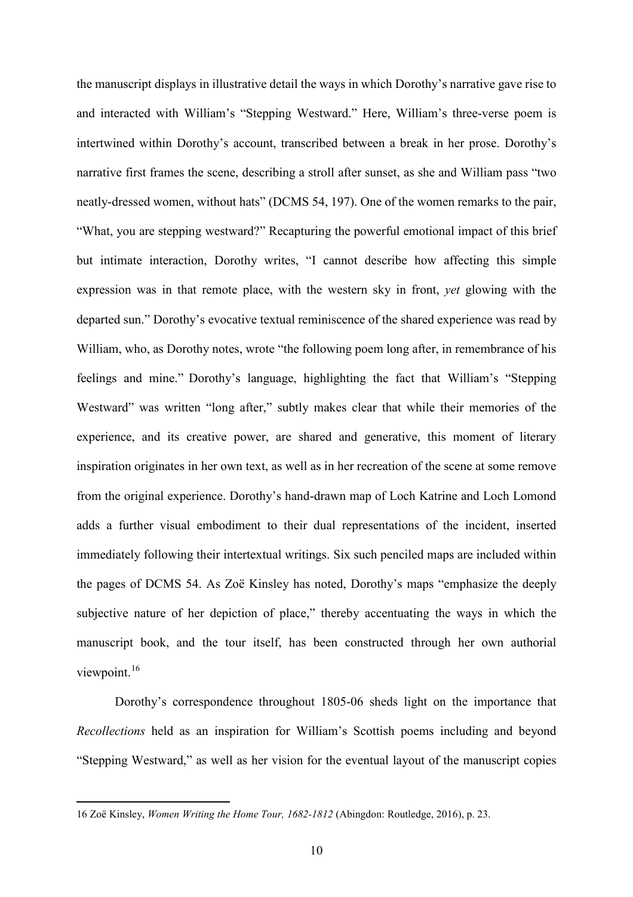the manuscript displays in illustrative detail the ways in which Dorothy's narrative gave rise to and interacted with William's "Stepping Westward." Here, William's three-verse poem is intertwined within Dorothy's account, transcribed between a break in her prose. Dorothy's narrative first frames the scene, describing a stroll after sunset, as she and William pass "two neatly-dressed women, without hats" (DCMS 54, 197). One of the women remarks to the pair, "What, you are stepping westward?" Recapturing the powerful emotional impact of this brief but intimate interaction, Dorothy writes, "I cannot describe how affecting this simple expression was in that remote place, with the western sky in front, *yet* glowing with the departed sun." Dorothy's evocative textual reminiscence of the shared experience was read by William, who, as Dorothy notes, wrote "the following poem long after, in remembrance of his feelings and mine." Dorothy's language, highlighting the fact that William's "Stepping Westward" was written "long after," subtly makes clear that while their memories of the experience, and its creative power, are shared and generative, this moment of literary inspiration originates in her own text, as well as in her recreation of the scene at some remove from the original experience. Dorothy's hand-drawn map of Loch Katrine and Loch Lomond adds a further visual embodiment to their dual representations of the incident, inserted immediately following their intertextual writings. Six such penciled maps are included within the pages of DCMS 54. As Zoë Kinsley has noted, Dorothy's maps "emphasize the deeply subjective nature of her depiction of place," thereby accentuating the ways in which the manuscript book, and the tour itself, has been constructed through her own authorial viewpoint.[16]

Dorothy's correspondence throughout 1805-06 sheds light on the importance that *Recollections* held as an inspiration for William's Scottish poems including and beyond "Stepping Westward," as well as her vision for the eventual layout of the manuscript copies

16 Zoë Kinsley, *Women Writing the Home Tour, 1682-1812* (Abingdon: Routledge, 2016), p. 23.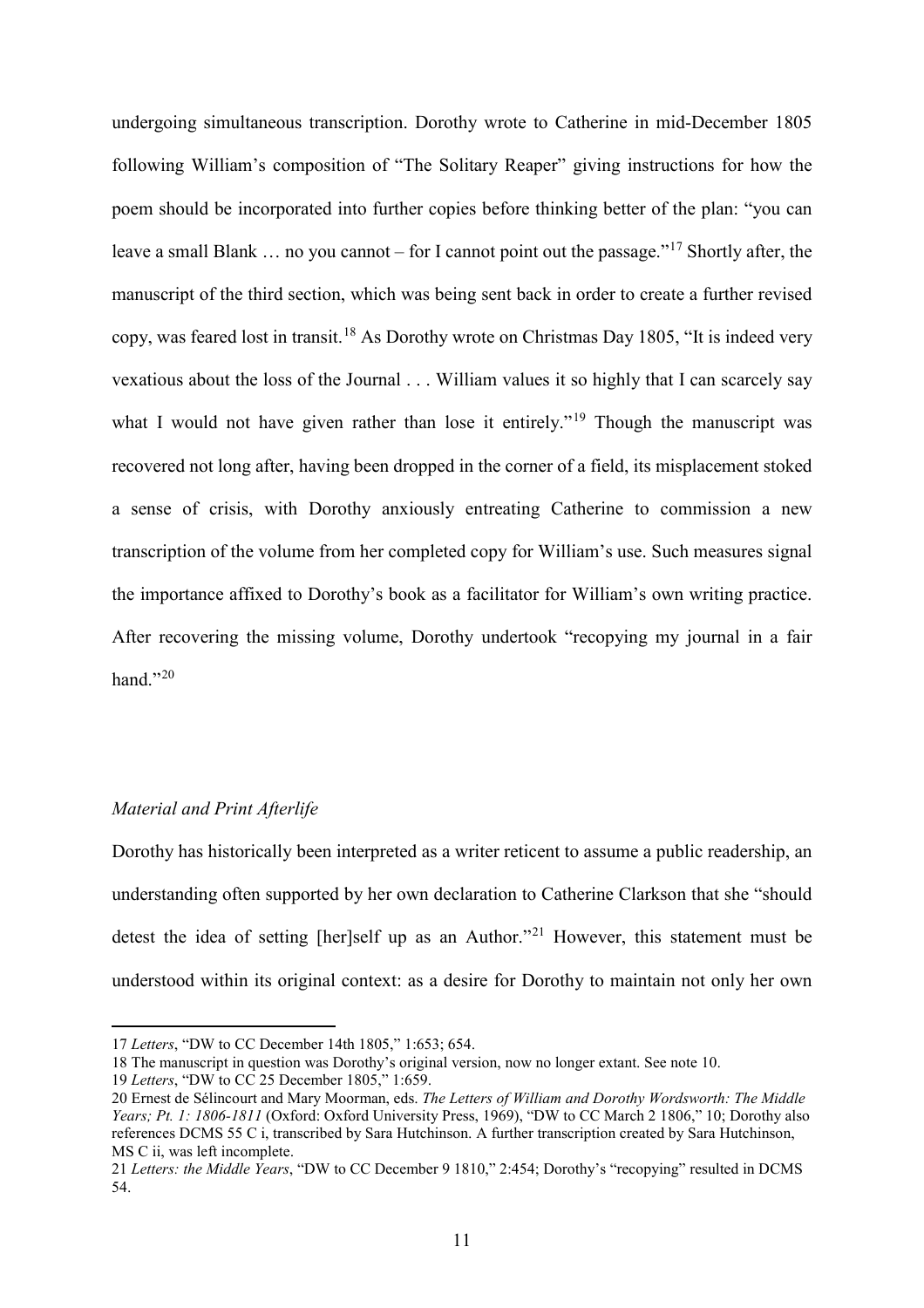undergoing simultaneous transcription. Dorothy wrote to Catherine in mid-December 1805 following William's composition of "The Solitary Reaper" giving instructions for how the poem should be incorporated into further copies before thinking better of the plan: "you can leave a small Blank … no you cannot – for I cannot point out the passage."[17] Shortly after, the manuscript of the third section, which was being sent back in order to create a further revised copy, was feared lost in transit.[18] As Dorothy wrote on Christmas Day 1805, "It is indeed very vexatious about the loss of the Journal . . . William values it so highly that I can scarcely say what I would not have given rather than lose it entirely."[19] Though the manuscript was recovered not long after, having been dropped in the corner of a field, its misplacement stoked a sense of crisis, with Dorothy anxiously entreating Catherine to commission a new transcription of the volume from her completed copy for William's use. Such measures signal the importance affixed to Dorothy's book as a facilitator for William's own writing practice. After recovering the missing volume, Dorothy undertook "recopying my journal in a fair hand."[20]

### *Material and Print Afterlife*

Dorothy has historically been interpreted as a writer reticent to assume a public readership, an understanding often supported by her own declaration to Catherine Clarkson that she "should detest the idea of setting [her]self up as an Author."[21] However, this statement must be understood within its original context: as a desire for Dorothy to maintain not only her own

---

17 *Letters*, "DW to CC December 14th 1805," 1:653; 654.

18 The manuscript in question was Dorothy's original version, now no longer extant. See note 10.

19 *Letters*, "DW to CC 25 December 1805," 1:659.

20 Ernest de Sélincourt and Mary Moorman, eds. *The Letters of William and Dorothy Wordsworth: The Middle Years; Pt. 1: 1806-1811* (Oxford: Oxford University Press, 1969), "DW to CC March 2 1806," 10; Dorothy also references DCMS 55 C i, transcribed by Sara Hutchinson. A further transcription created by Sara Hutchinson, MS C ii, was left incomplete.

21 *Letters: the Middle Years*, "DW to CC December 9 1810," 2:454; Dorothy's "recopying" resulted in DCMS 54.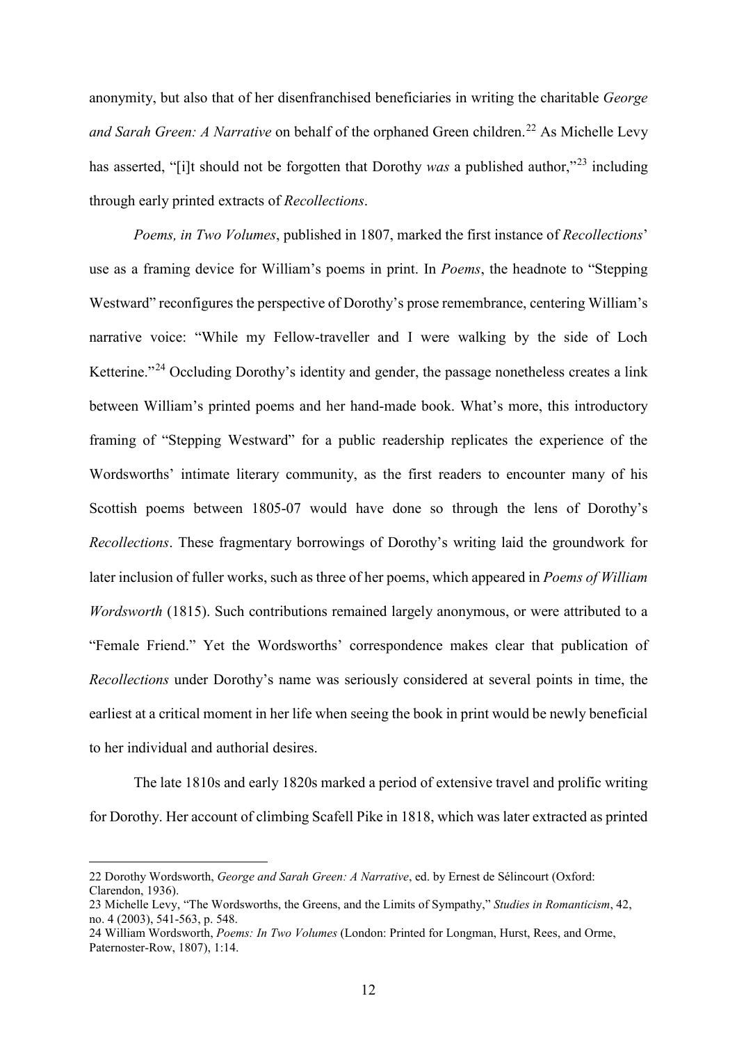anonymity, but also that of her disenfranchised beneficiaries in writing the charitable *George and Sarah Green: A Narrative* on behalf of the orphaned Green children.[22] As Michelle Levy has asserted, "[i]t should not be forgotten that Dorothy *was* a published author,"[23] including through early printed extracts of *Recollections*.

*Poems, in Two Volumes*, published in 1807, marked the first instance of *Recollections*' use as a framing device for William's poems in print. In *Poems*, the headnote to "Stepping Westward" reconfigures the perspective of Dorothy's prose remembrance, centering William's narrative voice: "While my Fellow-traveller and I were walking by the side of Loch Ketterine."[24] Occluding Dorothy's identity and gender, the passage nonetheless creates a link between William's printed poems and her hand-made book. What's more, this introductory framing of "Stepping Westward" for a public readership replicates the experience of the Wordsworths' intimate literary community, as the first readers to encounter many of his Scottish poems between 1805-07 would have done so through the lens of Dorothy's *Recollections*. These fragmentary borrowings of Dorothy's writing laid the groundwork for later inclusion of fuller works, such as three of her poems, which appeared in *Poems of William Wordsworth* (1815). Such contributions remained largely anonymous, or were attributed to a "Female Friend." Yet the Wordsworths' correspondence makes clear that publication of *Recollections* under Dorothy's name was seriously considered at several points in time, the earliest at a critical moment in her life when seeing the book in print would be newly beneficial to her individual and authorial desires.

The late 1810s and early 1820s marked a period of extensive travel and prolific writing for Dorothy. Her account of climbing Scafell Pike in 1818, which was later extracted as printed

---

22 Dorothy Wordsworth, *George and Sarah Green: A Narrative*, ed. by Ernest de Sélincourt (Oxford: Clarendon, 1936).

23 Michelle Levy, "The Wordsworths, the Greens, and the Limits of Sympathy," *Studies in Romanticism*, 42, no. 4 (2003), 541-563, p. 548.

24 William Wordsworth, *Poems: In Two Volumes* (London: Printed for Longman, Hurst, Rees, and Orme, Paternoster-Row, 1807), 1:14.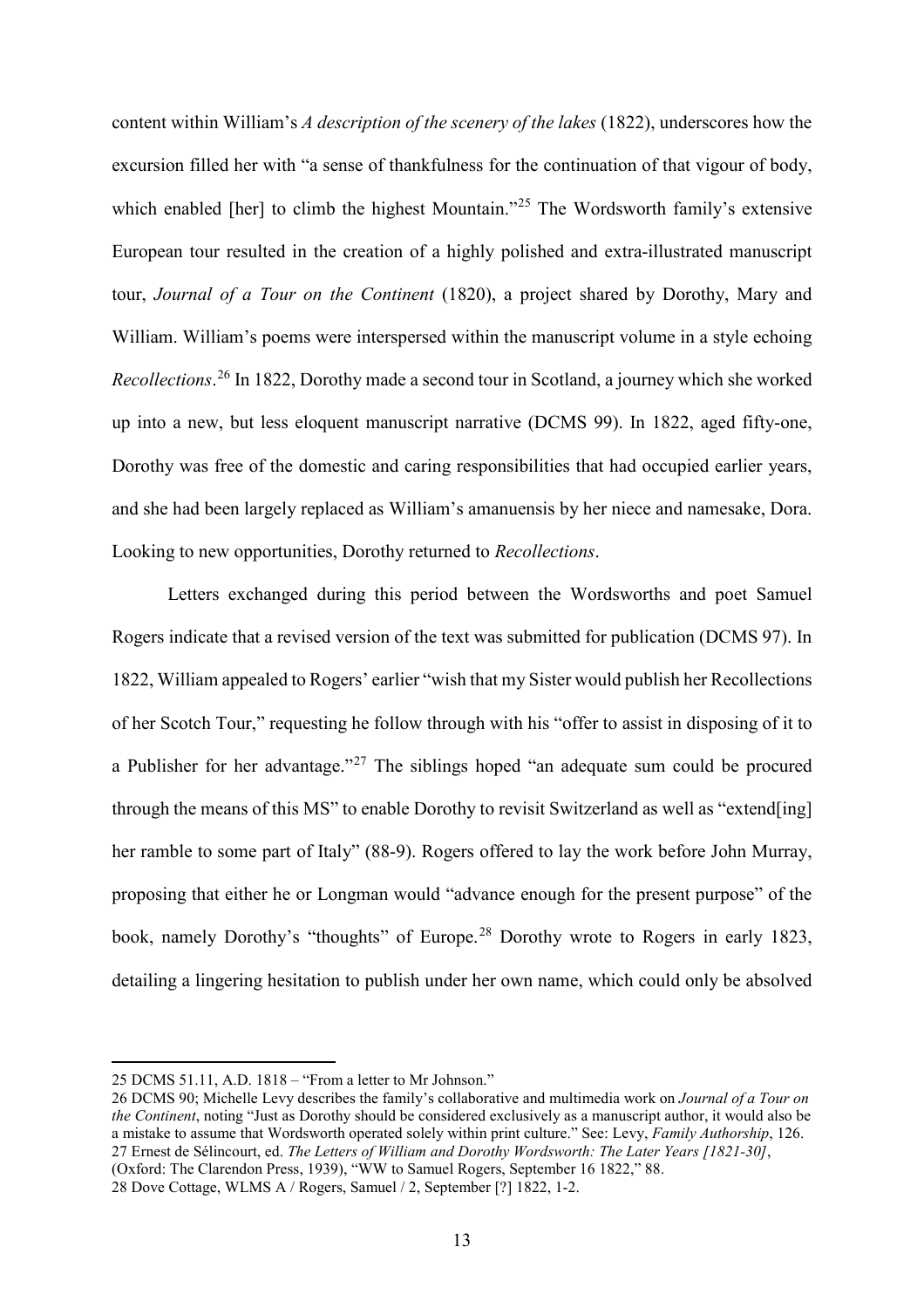content within William's *A description of the scenery of the lakes* (1822), underscores how the excursion filled her with "a sense of thankfulness for the continuation of that vigour of body, which enabled [her] to climb the highest Mountain."[25] The Wordsworth family's extensive European tour resulted in the creation of a highly polished and extra-illustrated manuscript tour, *Journal of a Tour on the Continent* (1820), a project shared by Dorothy, Mary and William. William's poems were interspersed within the manuscript volume in a style echoing *Recollections*.[26] In 1822, Dorothy made a second tour in Scotland, a journey which she worked up into a new, but less eloquent manuscript narrative (DCMS 99). In 1822, aged fifty-one, Dorothy was free of the domestic and caring responsibilities that had occupied earlier years, and she had been largely replaced as William's amanuensis by her niece and namesake, Dora. Looking to new opportunities, Dorothy returned to *Recollections*.

Letters exchanged during this period between the Wordsworths and poet Samuel Rogers indicate that a revised version of the text was submitted for publication (DCMS 97). In 1822, William appealed to Rogers' earlier "wish that my Sister would publish her Recollections of her Scotch Tour," requesting he follow through with his "offer to assist in disposing of it to a Publisher for her advantage."[27] The siblings hoped "an adequate sum could be procured through the means of this MS" to enable Dorothy to revisit Switzerland as well as "extend[ing] her ramble to some part of Italy" (88-9). Rogers offered to lay the work before John Murray, proposing that either he or Longman would "advance enough for the present purpose" of the book, namely Dorothy's "thoughts" of Europe.[28] Dorothy wrote to Rogers in early 1823, detailing a lingering hesitation to publish under her own name, which could only be absolved

---

25 DCMS 51.11, A.D. 1818 – "From a letter to Mr Johnson."

26 DCMS 90; Michelle Levy describes the family's collaborative and multimedia work on *Journal of a Tour on the Continent*, noting "Just as Dorothy should be considered exclusively as a manuscript author, it would also be a mistake to assume that Wordsworth operated solely within print culture." See: Levy, *Family Authorship*, 126.

27 Ernest de Sélincourt, ed. *The Letters of William and Dorothy Wordsworth: The Later Years [1821-30]*, (Oxford: The Clarendon Press, 1939), "WW to Samuel Rogers, September 16 1822," 88.

28 Dove Cottage, WLMS A / Rogers, Samuel / 2, September [?] 1822, 1-2.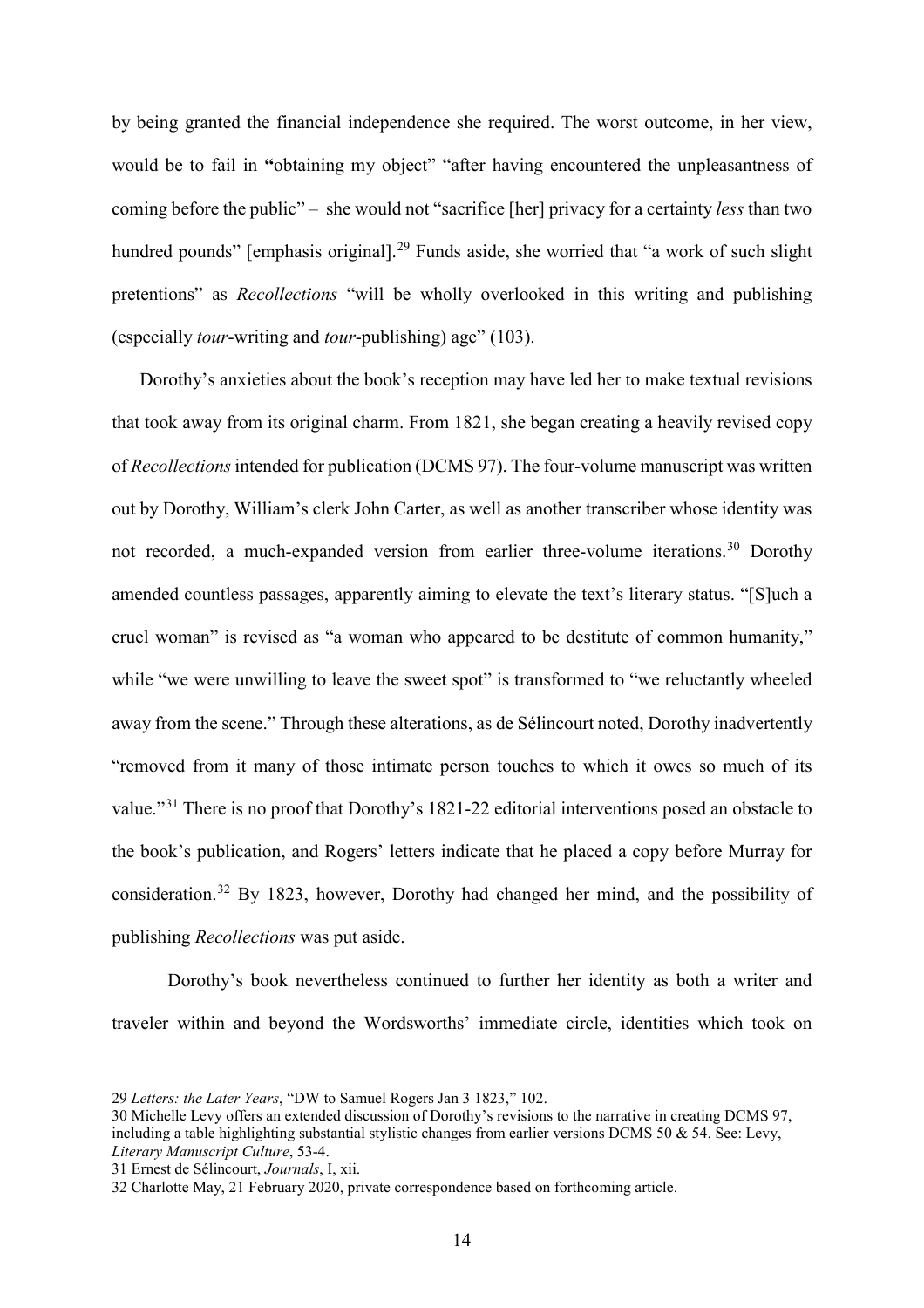by being granted the financial independence she required. The worst outcome, in her view, would be to fail in "obtaining my object" "after having encountered the unpleasantness of coming before the public" – she would not "sacrifice [her] privacy for a certainty *less* than two hundred pounds" [emphasis original].[29] Funds aside, she worried that "a work of such slight pretentions" as *Recollections* "will be wholly overlooked in this writing and publishing (especially *tour*-writing and *tour*-publishing) age" (103).

Dorothy's anxieties about the book's reception may have led her to make textual revisions that took away from its original charm. From 1821, she began creating a heavily revised copy of *Recollections* intended for publication (DCMS 97). The four-volume manuscript was written out by Dorothy, William's clerk John Carter, as well as another transcriber whose identity was not recorded, a much-expanded version from earlier three-volume iterations.[30] Dorothy amended countless passages, apparently aiming to elevate the text's literary status. "[S]uch a cruel woman" is revised as "a woman who appeared to be destitute of common humanity," while "we were unwilling to leave the sweet spot" is transformed to "we reluctantly wheeled away from the scene." Through these alterations, as de Sélincourt noted, Dorothy inadvertently "removed from it many of those intimate person touches to which it owes so much of its value."[31] There is no proof that Dorothy's 1821-22 editorial interventions posed an obstacle to the book's publication, and Rogers' letters indicate that he placed a copy before Murray for consideration.[32] By 1823, however, Dorothy had changed her mind, and the possibility of publishing *Recollections* was put aside.

Dorothy's book nevertheless continued to further her identity as both a writer and traveler within and beyond the Wordsworths' immediate circle, identities which took on

---

29 *Letters: the Later Years*, "DW to Samuel Rogers Jan 3 1823," 102.

30 Michelle Levy offers an extended discussion of Dorothy's revisions to the narrative in creating DCMS 97, including a table highlighting substantial stylistic changes from earlier versions DCMS 50 & 54. See: Levy, *Literary Manuscript Culture*, 53-4.

31 Ernest de Sélincourt, *Journals*, I, xii.

32 Charlotte May, 21 February 2020, private correspondence based on forthcoming article.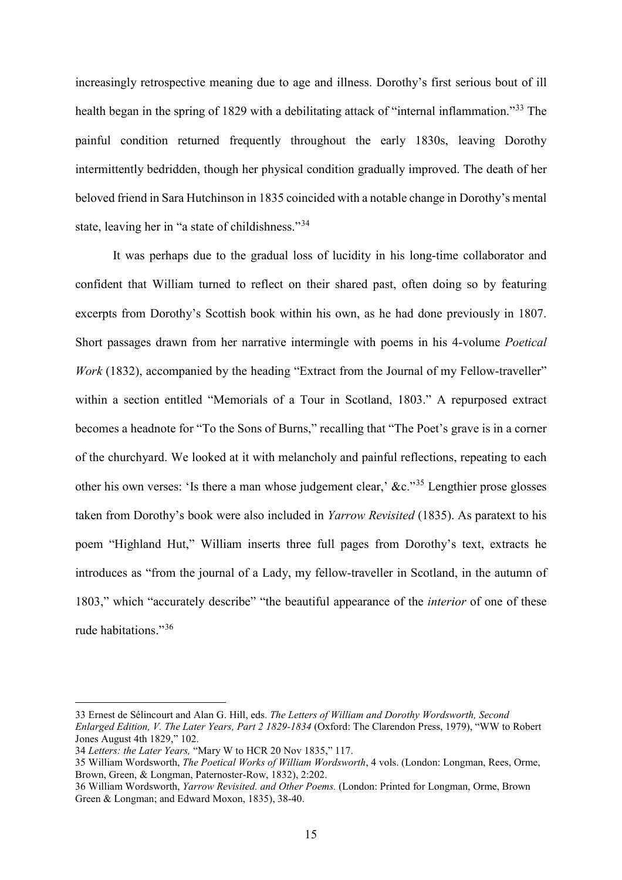increasingly retrospective meaning due to age and illness. Dorothy's first serious bout of ill health began in the spring of 1829 with a debilitating attack of "internal inflammation."[33] The painful condition returned frequently throughout the early 1830s, leaving Dorothy intermittently bedridden, though her physical condition gradually improved. The death of her beloved friend in Sara Hutchinson in 1835 coincided with a notable change in Dorothy's mental state, leaving her in "a state of childishness."[34]

It was perhaps due to the gradual loss of lucidity in his long-time collaborator and confident that William turned to reflect on their shared past, often doing so by featuring excerpts from Dorothy's Scottish book within his own, as he had done previously in 1807. Short passages drawn from her narrative intermingle with poems in his 4-volume *Poetical Work* (1832), accompanied by the heading "Extract from the Journal of my Fellow-traveller" within a section entitled "Memorials of a Tour in Scotland, 1803." A repurposed extract becomes a headnote for "To the Sons of Burns," recalling that "The Poet's grave is in a corner of the churchyard. We looked at it with melancholy and painful reflections, repeating to each other his own verses: 'Is there a man whose judgement clear,' &c."[35] Lengthier prose glosses taken from Dorothy's book were also included in *Yarrow Revisited* (1835). As paratext to his poem "Highland Hut," William inserts three full pages from Dorothy's text, extracts he introduces as "from the journal of a Lady, my fellow-traveller in Scotland, in the autumn of 1803," which "accurately describe" "the beautiful appearance of the *interior* of one of these rude habitations."[36]

---

33 Ernest de Sélincourt and Alan G. Hill, eds. *The Letters of William and Dorothy Wordsworth, Second Enlarged Edition, V. The Later Years, Part 2 1829-1834* (Oxford: The Clarendon Press, 1979), "WW to Robert Jones August 4th 1829," 102.

34 *Letters: the Later Years,* "Mary W to HCR 20 Nov 1835," 117.

35 William Wordsworth, *The Poetical Works of William Wordsworth*, 4 vols. (London: Longman, Rees, Orme, Brown, Green, & Longman, Paternoster-Row, 1832), 2:202.

36 William Wordsworth, *Yarrow Revisited. and Other Poems.* (London: Printed for Longman, Orme, Brown Green & Longman; and Edward Moxon, 1835), 38-40.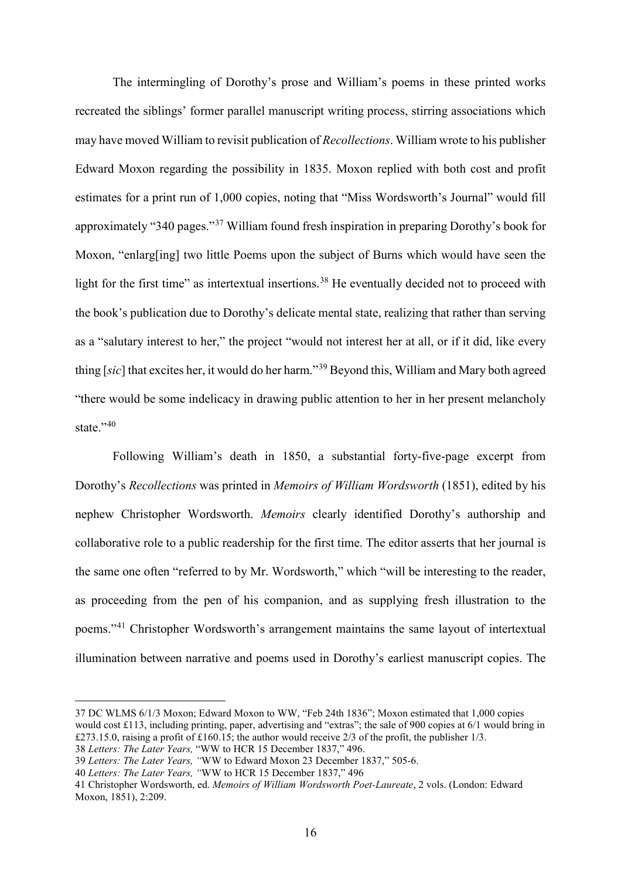The intermingling of Dorothy's prose and William's poems in these printed works recreated the siblings' former parallel manuscript writing process, stirring associations which may have moved William to revisit publication of *Recollections*. William wrote to his publisher Edward Moxon regarding the possibility in 1835. Moxon replied with both cost and profit estimates for a print run of 1,000 copies, noting that "Miss Wordsworth's Journal" would fill approximately "340 pages."[37] William found fresh inspiration in preparing Dorothy's book for Moxon, "enlarg[ing] two little Poems upon the subject of Burns which would have seen the light for the first time" as intertextual insertions.[38] He eventually decided not to proceed with the book's publication due to Dorothy's delicate mental state, realizing that rather than serving as a "salutary interest to her," the project "would not interest her at all, or if it did, like every thing [*sic*] that excites her, it would do her harm."[39] Beyond this, William and Mary both agreed "there would be some indelicacy in drawing public attention to her in her present melancholy state."[40]

Following William's death in 1850, a substantial forty-five-page excerpt from Dorothy's *Recollections* was printed in *Memoirs of William Wordsworth* (1851), edited by his nephew Christopher Wordsworth. *Memoirs* clearly identified Dorothy's authorship and collaborative role to a public readership for the first time. The editor asserts that her journal is the same one often "referred to by Mr. Wordsworth," which "will be interesting to the reader, as proceeding from the pen of his companion, and as supplying fresh illustration to the poems."[41] Christopher Wordsworth's arrangement maintains the same layout of intertextual illumination between narrative and poems used in Dorothy's earliest manuscript copies. The

---

37 DC WLMS 6/1/3 Moxon; Edward Moxon to WW, "Feb 24th 1836"; Moxon estimated that 1,000 copies would cost £113, including printing, paper, advertising and "extras"; the sale of 900 copies at 6/1 would bring in £273.15.0, raising a profit of £160.15; the author would receive 2/3 of the profit, the publisher 1/3.

38 *Letters: The Later Years,* "WW to HCR 15 December 1837," 496.

39 *Letters: The Later Years, "*WW to Edward Moxon 23 December 1837," 505-6.

40 *Letters: The Later Years, "*WW to HCR 15 December 1837," 496

41 Christopher Wordsworth, ed. *Memoirs of William Wordsworth Poet-Laureate*, 2 vols. (London: Edward Moxon, 1851), 2:209.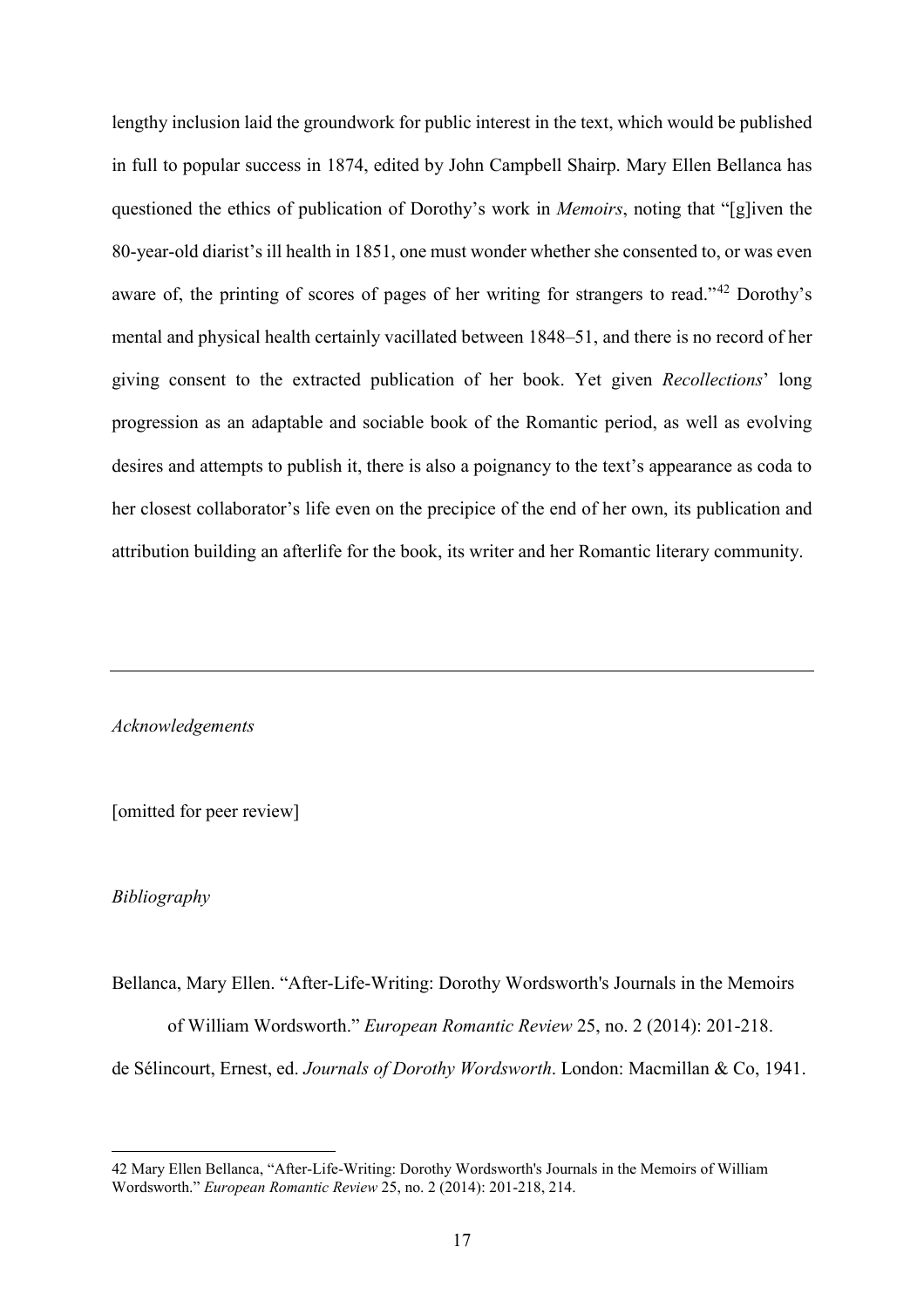lengthy inclusion laid the groundwork for public interest in the text, which would be published in full to popular success in 1874, edited by John Campbell Shairp. Mary Ellen Bellanca has questioned the ethics of publication of Dorothy's work in *Memoirs*, noting that "[g]iven the 80-year-old diarist's ill health in 1851, one must wonder whether she consented to, or was even aware of, the printing of scores of pages of her writing for strangers to read."[42] Dorothy's mental and physical health certainly vacillated between 1848–51, and there is no record of her giving consent to the extracted publication of her book. Yet given *Recollections*' long progression as an adaptable and sociable book of the Romantic period, as well as evolving desires and attempts to publish it, there is also a poignancy to the text's appearance as coda to her closest collaborator's life even on the precipice of the end of her own, its publication and attribution building an afterlife for the book, its writer and her Romantic literary community.

---

*Acknowledgements*

[omitted for peer review]

*Bibliography*

Bellanca, Mary Ellen. "After-Life-Writing: Dorothy Wordsworth's Journals in the Memoirs of William Wordsworth." *European Romantic Review* 25, no. 2 (2014): 201-218.

de Sélincourt, Ernest, ed. *Journals of Dorothy Wordsworth*. London: Macmillan & Co, 1941.

---

42 Mary Ellen Bellanca, "After-Life-Writing: Dorothy Wordsworth's Journals in the Memoirs of William Wordsworth." *European Romantic Review* 25, no. 2 (2014): 201-218, 214.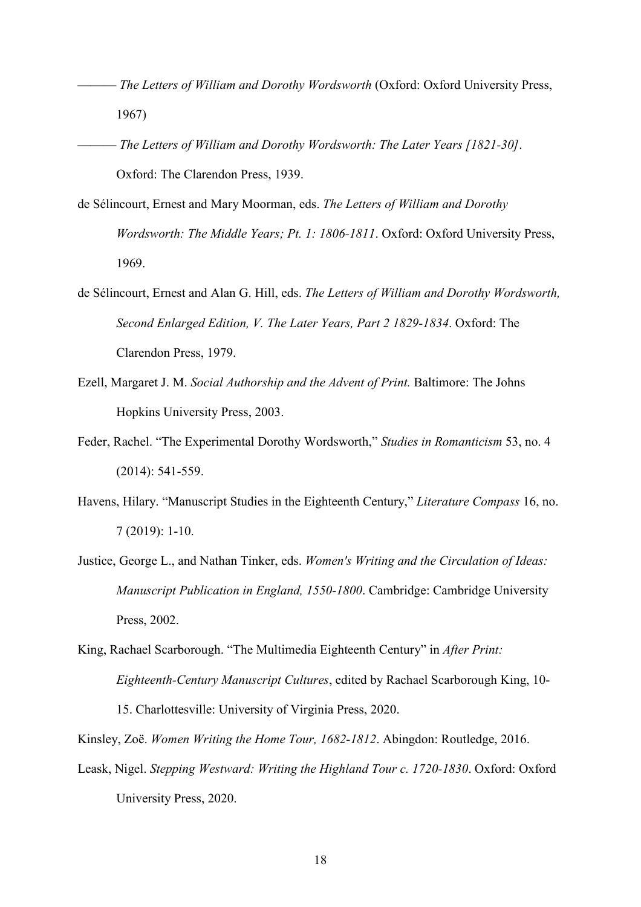——— *The Letters of William and Dorothy Wordsworth* (Oxford: Oxford University Press, 1967)

——— *The Letters of William and Dorothy Wordsworth: The Later Years [1821-30]*. Oxford: The Clarendon Press, 1939.

de Sélincourt, Ernest and Mary Moorman, eds. *The Letters of William and Dorothy Wordsworth: The Middle Years; Pt. 1: 1806-1811*. Oxford: Oxford University Press, 1969.

de Sélincourt, Ernest and Alan G. Hill, eds. *The Letters of William and Dorothy Wordsworth, Second Enlarged Edition, V. The Later Years, Part 2 1829-1834*. Oxford: The Clarendon Press, 1979.

Ezell, Margaret J. M. *Social Authorship and the Advent of Print.* Baltimore: The Johns Hopkins University Press, 2003.

Feder, Rachel. "The Experimental Dorothy Wordsworth," *Studies in Romanticism* 53, no. 4 (2014): 541-559.

Havens, Hilary. "Manuscript Studies in the Eighteenth Century," *Literature Compass* 16, no. 7 (2019): 1-10.

Justice, George L., and Nathan Tinker, eds. *Women's Writing and the Circulation of Ideas: Manuscript Publication in England, 1550-1800*. Cambridge: Cambridge University Press, 2002.

King, Rachael Scarborough. "The Multimedia Eighteenth Century" in *After Print: Eighteenth-Century Manuscript Cultures*, edited by Rachael Scarborough King, 10-15. Charlottesville: University of Virginia Press, 2020.

Kinsley, Zoë. *Women Writing the Home Tour, 1682-1812*. Abingdon: Routledge, 2016.

Leask, Nigel. *Stepping Westward: Writing the Highland Tour c. 1720-1830*. Oxford: Oxford University Press, 2020.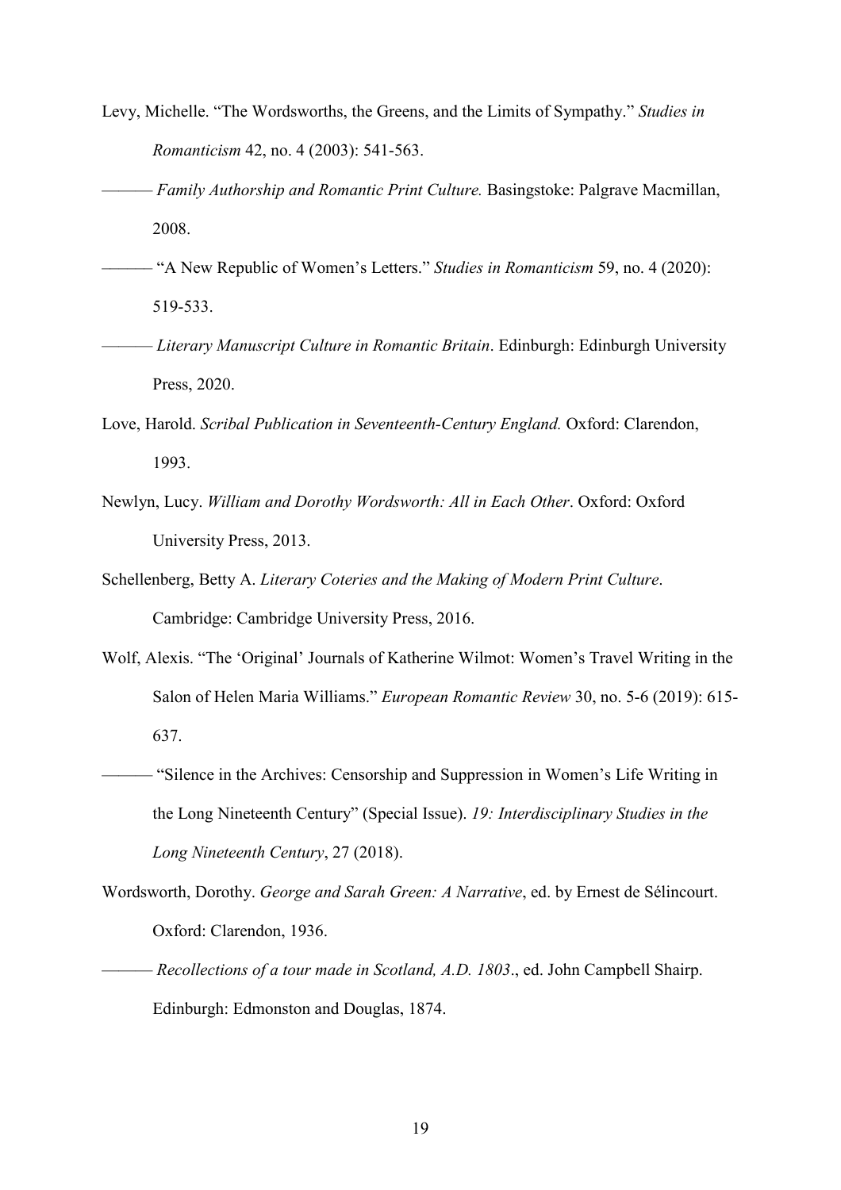Levy, Michelle. "The Wordsworths, the Greens, and the Limits of Sympathy." *Studies in Romanticism* 42, no. 4 (2003): 541-563.

——— *Family Authorship and Romantic Print Culture.* Basingstoke: Palgrave Macmillan, 2008.

——— "A New Republic of Women's Letters." *Studies in Romanticism* 59, no. 4 (2020): 519-533.

——— *Literary Manuscript Culture in Romantic Britain*. Edinburgh: Edinburgh University Press, 2020.

Love, Harold. *Scribal Publication in Seventeenth-Century England.* Oxford: Clarendon, 1993.

Newlyn, Lucy. *William and Dorothy Wordsworth: All in Each Other*. Oxford: Oxford University Press, 2013.

Schellenberg, Betty A. *Literary Coteries and the Making of Modern Print Culture*. Cambridge: Cambridge University Press, 2016.

Wolf, Alexis. "The 'Original' Journals of Katherine Wilmot: Women's Travel Writing in the Salon of Helen Maria Williams." *European Romantic Review* 30, no. 5-6 (2019): 615-637.

——— "Silence in the Archives: Censorship and Suppression in Women's Life Writing in the Long Nineteenth Century" (Special Issue). *19: Interdisciplinary Studies in the Long Nineteenth Century*, 27 (2018).

Wordsworth, Dorothy. *George and Sarah Green: A Narrative*, ed. by Ernest de Sélincourt. Oxford: Clarendon, 1936.

——— *Recollections of a tour made in Scotland, A.D. 1803*., ed. John Campbell Shairp. Edinburgh: Edmonston and Douglas, 1874.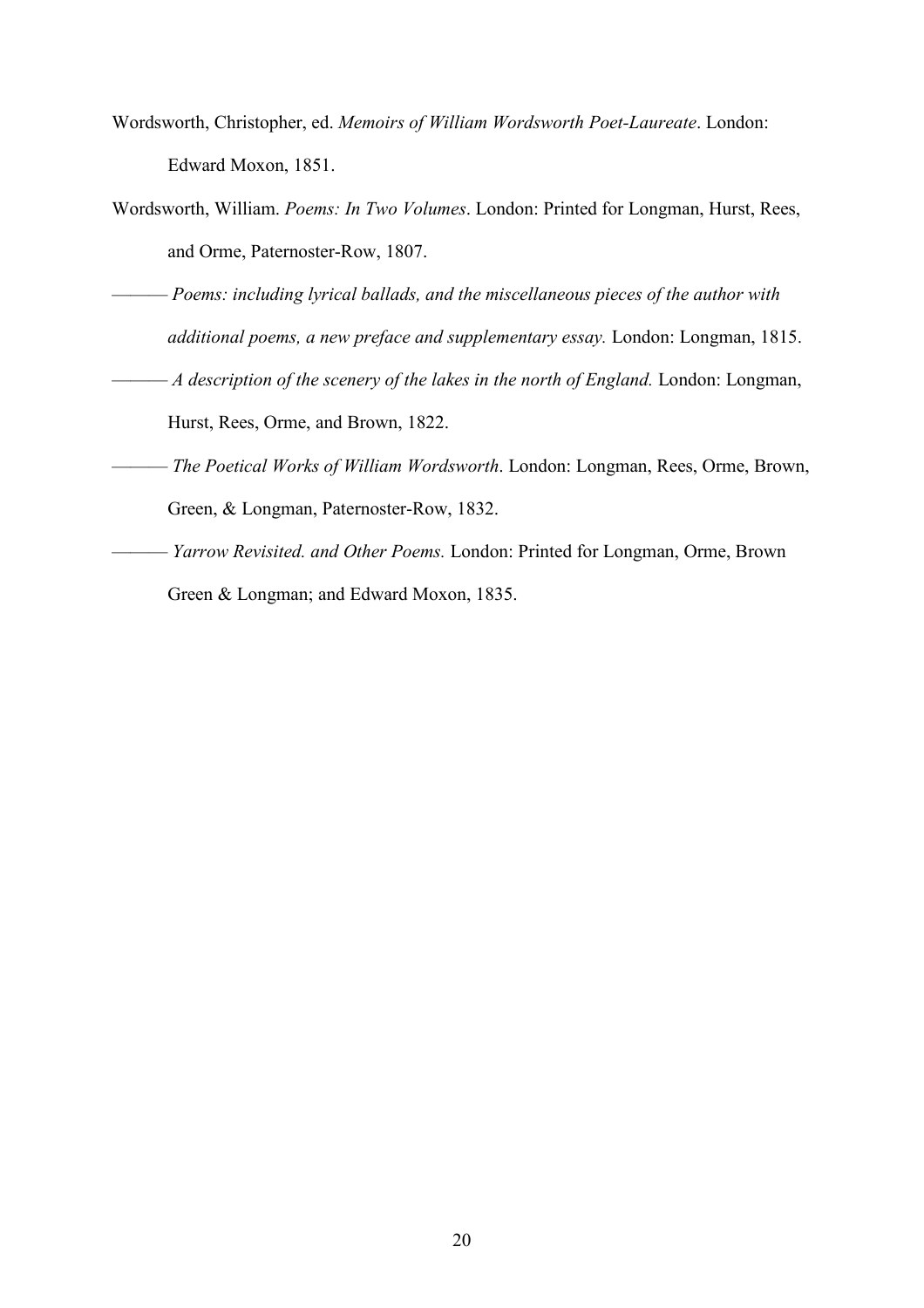Wordsworth, Christopher, ed. *Memoirs of William Wordsworth Poet-Laureate*. London: Edward Moxon, 1851.

Wordsworth, William. *Poems: In Two Volumes*. London: Printed for Longman, Hurst, Rees, and Orme, Paternoster-Row, 1807.

——— *Poems: including lyrical ballads, and the miscellaneous pieces of the author with additional poems, a new preface and supplementary essay.* London: Longman, 1815.

——— *A description of the scenery of the lakes in the north of England.* London: Longman, Hurst, Rees, Orme, and Brown, 1822.

——— *The Poetical Works of William Wordsworth*. London: Longman, Rees, Orme, Brown, Green, & Longman, Paternoster-Row, 1832.

——— *Yarrow Revisited. and Other Poems.* London: Printed for Longman, Orme, Brown Green & Longman; and Edward Moxon, 1835.